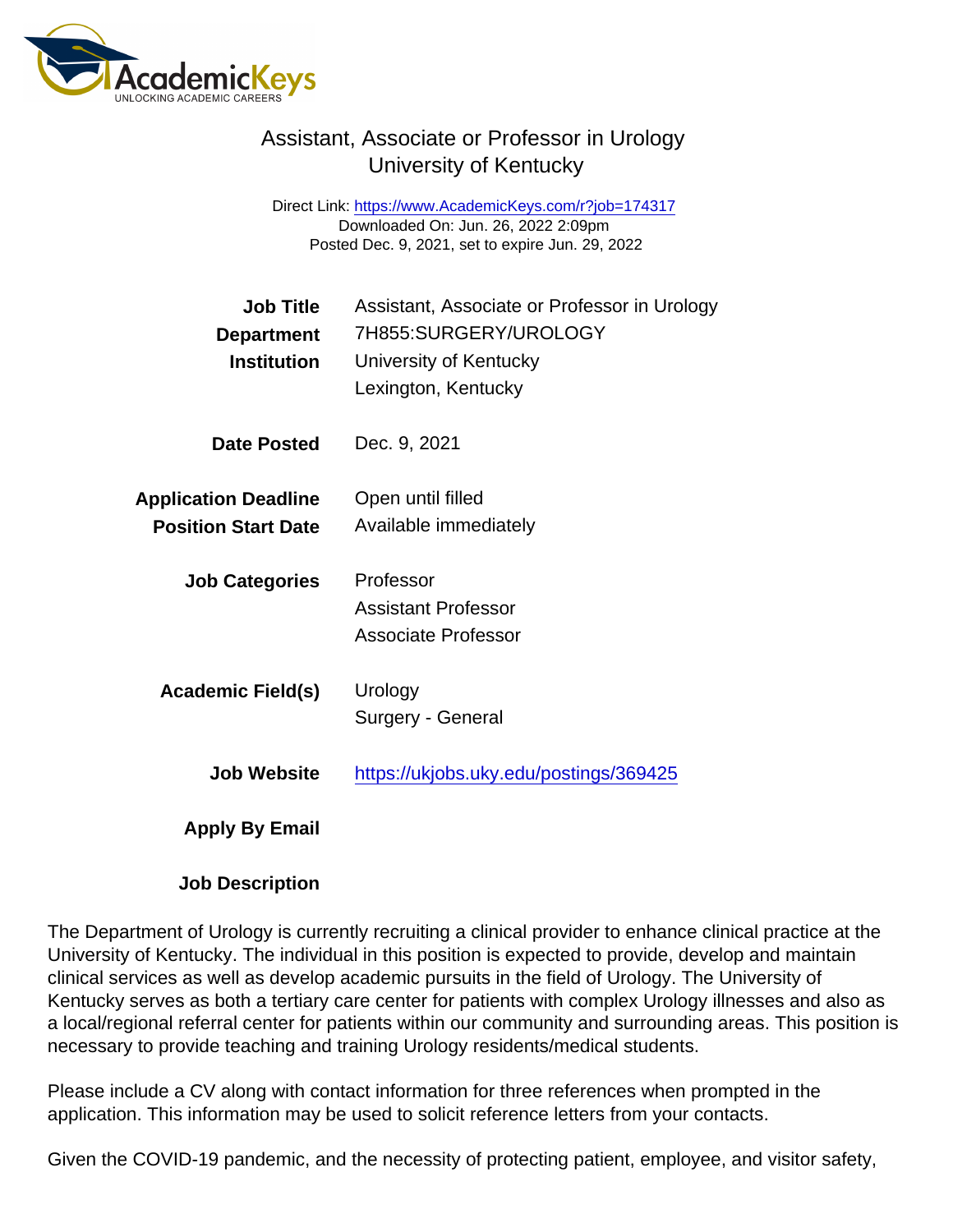# Assistant, Associate or Professor in Urology
## University of Kentucky

Direct Link: https://www.AcademicKeys.com/r?job=174317
Downloaded On: Jun. 26, 2022 2:09pm
Posted Dec. 9, 2021, set to expire Jun. 29, 2022

| | |
|---|---|
| **Job Title** | Assistant, Associate or Professor in Urology |
| **Department** | 7H855:SURGERY/UROLOGY |
| **Institution** | University of Kentucky<br>Lexington, Kentucky |
| **Date Posted** | Dec. 9, 2021 |
| **Application Deadline** | Open until filled |
| **Position Start Date** | Available immediately |
| **Job Categories** | Professor<br>Assistant Professor<br>Associate Professor |
| **Academic Field(s)** | Urology<br>Surgery - General |
| **Job Website** | https://ukjobs.uky.edu/postings/369425 |
| **Apply By Email** | |

**Job Description**

The Department of Urology is currently recruiting a clinical provider to enhance clinical practice at the University of Kentucky. The individual in this position is expected to provide, develop and maintain clinical services as well as develop academic pursuits in the field of Urology. The University of Kentucky serves as both a tertiary care center for patients with complex Urology illnesses and also as a local/regional referral center for patients within our community and surrounding areas. This position is necessary to provide teaching and training Urology residents/medical students.

Please include a CV along with contact information for three references when prompted in the application. This information may be used to solicit reference letters from your contacts.

Given the COVID-19 pandemic, and the necessity of protecting patient, employee, and visitor safety,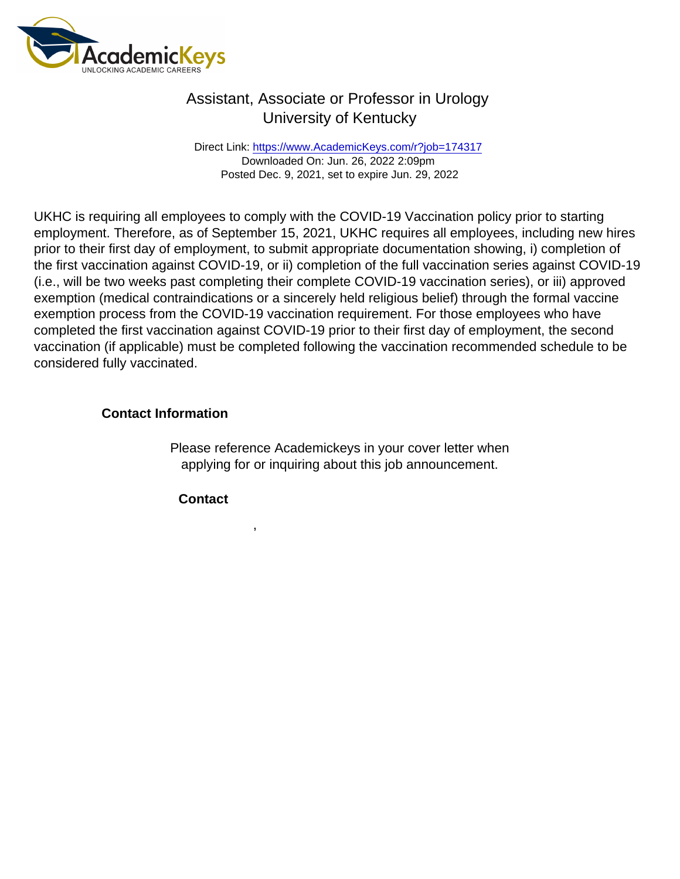UKHC is requiring all employees to comply with the COVID-19 Vaccination policy prior to starting employment. Therefore, as of September 15, 2021, UKHC requires all employees, including new hires prior to their first day of employment, to submit appropriate documentation showing, i) completion of the first vaccination against COVID-19, or ii) completion of the full vaccination series against COVID-19 (i.e., will be two weeks past completing their complete COVID-19 vaccination series), or iii) approved exemption (medical contraindications or a sincerely held religious belief) through the formal vaccine exemption process from the COVID-19 vaccination requirement. For those employees who have completed the first vaccination against COVID-19 prior to their first day of employment, the second vaccination (if applicable) must be completed following the vaccination recommended schedule to be considered fully vaccinated.

## Contact Information

Please reference Academickeys in your cover letter when applying for or inquiring about this job announcement.

### Contact

,